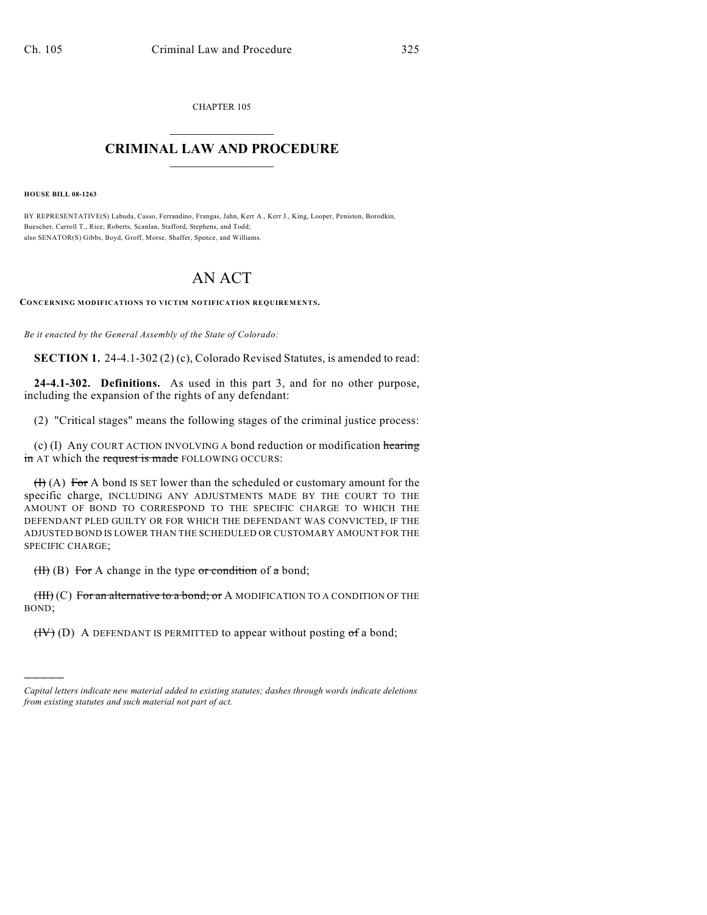CHAPTER 105

# CRIMINAL LAW AND PROCEDURE

**HOUSE BILL 08-1263**

BY REPRESENTATIVE(S) Labuda, Casso, Ferrandino, Frangas, Jahn, Kerr A., Kerr J., King, Looper, Peniston, Borodkin, Buescher, Carroll T., Rice, Roberts, Scanlan, Stafford, Stephens, and Todd;
also SENATOR(S) Gibbs, Boyd, Groff, Morse, Shaffer, Spence, and Williams.

# AN ACT

**CONCERNING MODIFICATIONS TO VICTIM NOTIFICATION REQUIREMENTS.**

*Be it enacted by the General Assembly of the State of Colorado:*

**SECTION 1.** 24-4.1-302 (2) (c), Colorado Revised Statutes, is amended to read:

**24-4.1-302. Definitions.** As used in this part 3, and for no other purpose, including the expansion of the rights of any defendant:

(2) "Critical stages" means the following stages of the criminal justice process:

(c) (I) Any COURT ACTION INVOLVING A bond reduction or modification ~~hearing in~~ AT which the ~~request is made~~ FOLLOWING OCCURS:

~~(I)~~ (A) ~~For~~ A bond IS SET lower than the scheduled or customary amount for the specific charge, INCLUDING ANY ADJUSTMENTS MADE BY THE COURT TO THE AMOUNT OF BOND TO CORRESPOND TO THE SPECIFIC CHARGE TO WHICH THE DEFENDANT PLED GUILTY OR FOR WHICH THE DEFENDANT WAS CONVICTED, IF THE ADJUSTED BOND IS LOWER THAN THE SCHEDULED OR CUSTOMARY AMOUNT FOR THE SPECIFIC CHARGE;

~~(II)~~ (B) ~~For~~ A change in the type ~~or condition~~ of ~~a~~ bond;

~~(III)~~ (C) ~~For an alternative to a bond; or~~ A MODIFICATION TO A CONDITION OF THE BOND;

~~(IV)~~ (D) A DEFENDANT IS PERMITTED to appear without posting ~~of~~ a bond;

---

*Capital letters indicate new material added to existing statutes; dashes through words indicate deletions from existing statutes and such material not part of act.*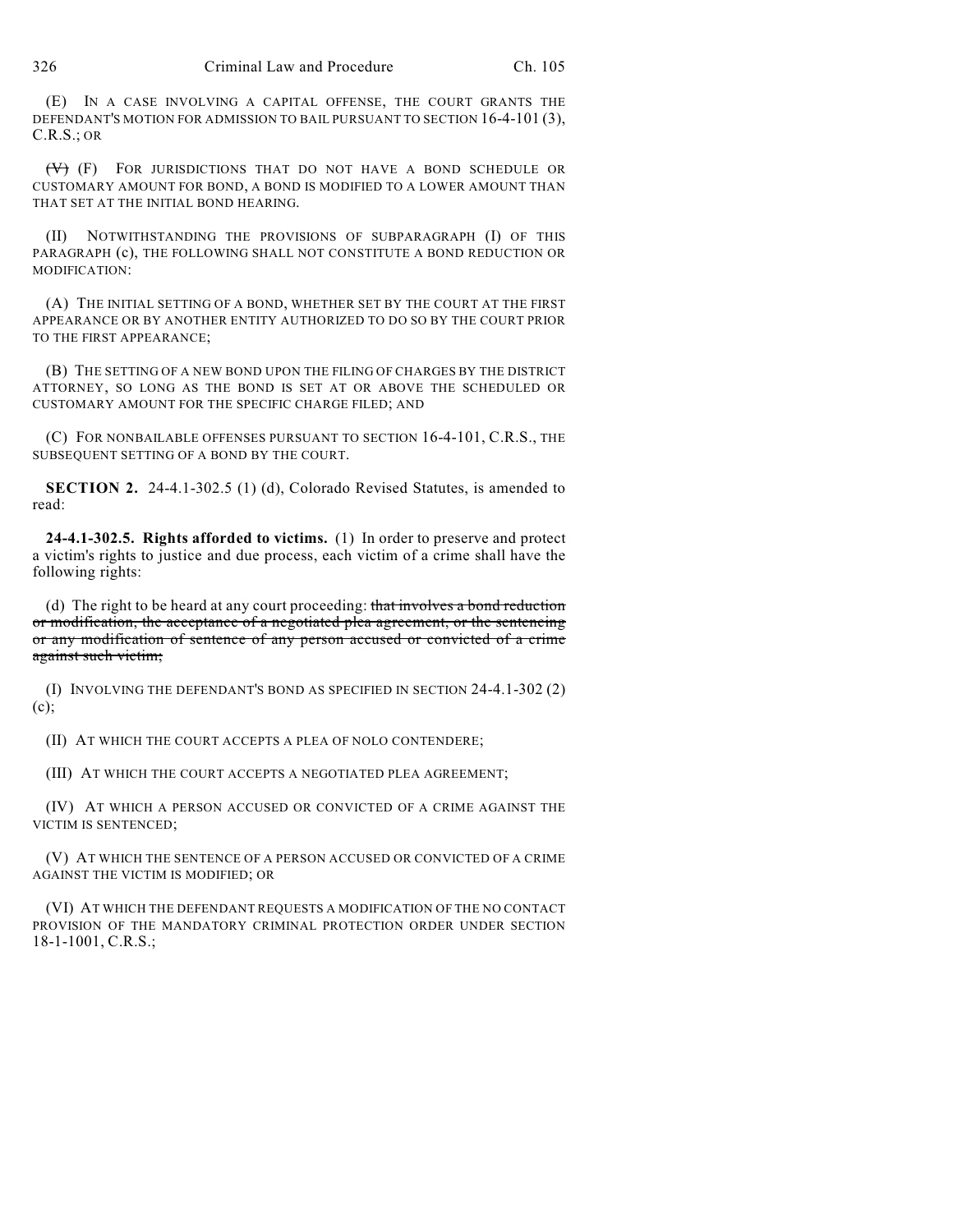(E) IN A CASE INVOLVING A CAPITAL OFFENSE, THE COURT GRANTS THE DEFENDANT'S MOTION FOR ADMISSION TO BAIL PURSUANT TO SECTION 16-4-101 (3), C.R.S.; OR

~~(V)~~ (F) FOR JURISDICTIONS THAT DO NOT HAVE A BOND SCHEDULE OR CUSTOMARY AMOUNT FOR BOND, A BOND IS MODIFIED TO A LOWER AMOUNT THAN THAT SET AT THE INITIAL BOND HEARING.

(II) NOTWITHSTANDING THE PROVISIONS OF SUBPARAGRAPH (I) OF THIS PARAGRAPH (c), THE FOLLOWING SHALL NOT CONSTITUTE A BOND REDUCTION OR MODIFICATION:

(A) THE INITIAL SETTING OF A BOND, WHETHER SET BY THE COURT AT THE FIRST APPEARANCE OR BY ANOTHER ENTITY AUTHORIZED TO DO SO BY THE COURT PRIOR TO THE FIRST APPEARANCE;

(B) THE SETTING OF A NEW BOND UPON THE FILING OF CHARGES BY THE DISTRICT ATTORNEY, SO LONG AS THE BOND IS SET AT OR ABOVE THE SCHEDULED OR CUSTOMARY AMOUNT FOR THE SPECIFIC CHARGE FILED; AND

(C) FOR NONBAILABLE OFFENSES PURSUANT TO SECTION 16-4-101, C.R.S., THE SUBSEQUENT SETTING OF A BOND BY THE COURT.

**SECTION 2.** 24-4.1-302.5 (1) (d), Colorado Revised Statutes, is amended to read:

**24-4.1-302.5. Rights afforded to victims.** (1) In order to preserve and protect a victim's rights to justice and due process, each victim of a crime shall have the following rights:

(d) The right to be heard at any court proceeding: ~~that involves a bond reduction or modification, the acceptance of a negotiated plea agreement, or the sentencing or any modification of sentence of any person accused or convicted of a crime against such victim;~~

(I) INVOLVING THE DEFENDANT'S BOND AS SPECIFIED IN SECTION 24-4.1-302 (2) (c);

(II) AT WHICH THE COURT ACCEPTS A PLEA OF NOLO CONTENDERE;

(III) AT WHICH THE COURT ACCEPTS A NEGOTIATED PLEA AGREEMENT;

(IV) AT WHICH A PERSON ACCUSED OR CONVICTED OF A CRIME AGAINST THE VICTIM IS SENTENCED;

(V) AT WHICH THE SENTENCE OF A PERSON ACCUSED OR CONVICTED OF A CRIME AGAINST THE VICTIM IS MODIFIED; OR

(VI) AT WHICH THE DEFENDANT REQUESTS A MODIFICATION OF THE NO CONTACT PROVISION OF THE MANDATORY CRIMINAL PROTECTION ORDER UNDER SECTION 18-1-1001, C.R.S.;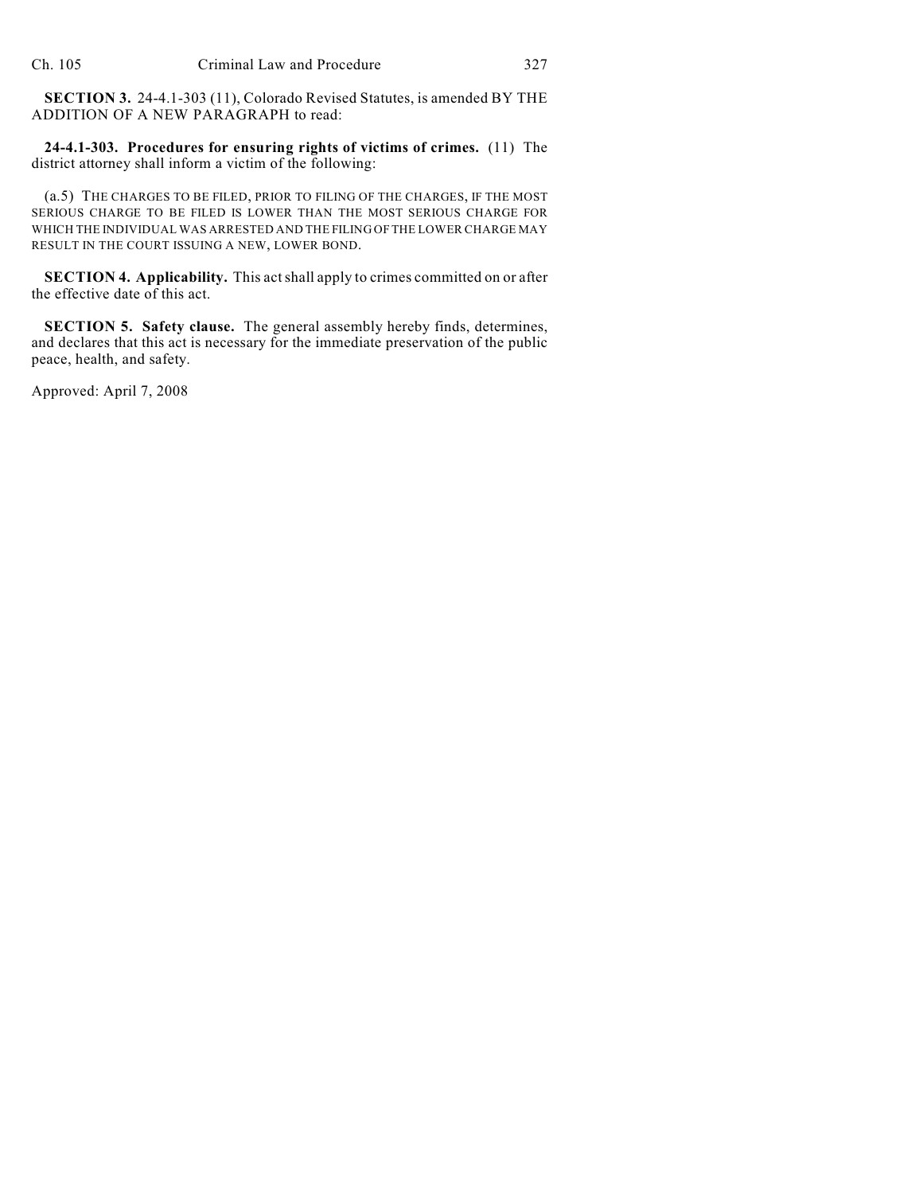**SECTION 3.** 24-4.1-303 (11), Colorado Revised Statutes, is amended BY THE ADDITION OF A NEW PARAGRAPH to read:

**24-4.1-303. Procedures for ensuring rights of victims of crimes.** (11) The district attorney shall inform a victim of the following:

(a.5) THE CHARGES TO BE FILED, PRIOR TO FILING OF THE CHARGES, IF THE MOST SERIOUS CHARGE TO BE FILED IS LOWER THAN THE MOST SERIOUS CHARGE FOR WHICH THE INDIVIDUAL WAS ARRESTED AND THE FILING OF THE LOWER CHARGE MAY RESULT IN THE COURT ISSUING A NEW, LOWER BOND.

**SECTION 4. Applicability.** This act shall apply to crimes committed on or after the effective date of this act.

**SECTION 5. Safety clause.** The general assembly hereby finds, determines, and declares that this act is necessary for the immediate preservation of the public peace, health, and safety.

Approved: April 7, 2008